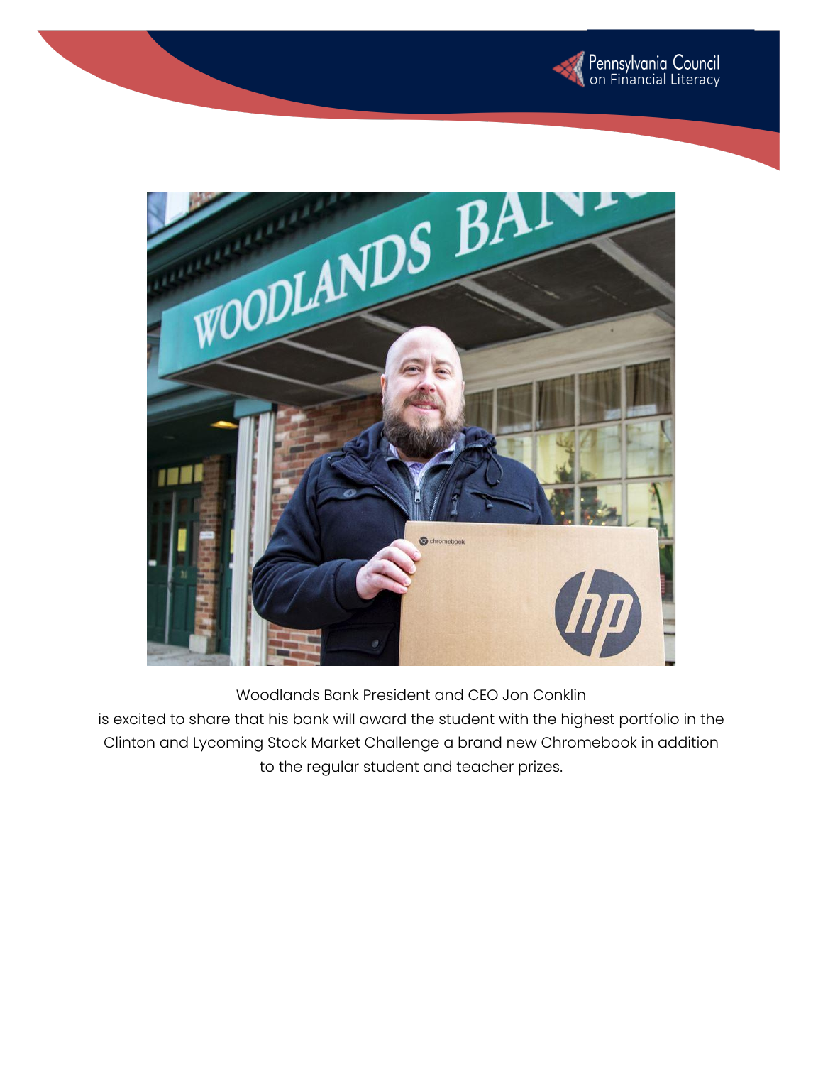Woodlands Bank President and CEO Jon Conklin is excited to share that his bank will award the student with the highest portfolio in the Clinton and Lycoming Stock Market Challenge a brand new Chromebook in addition to the regular student and teacher prizes.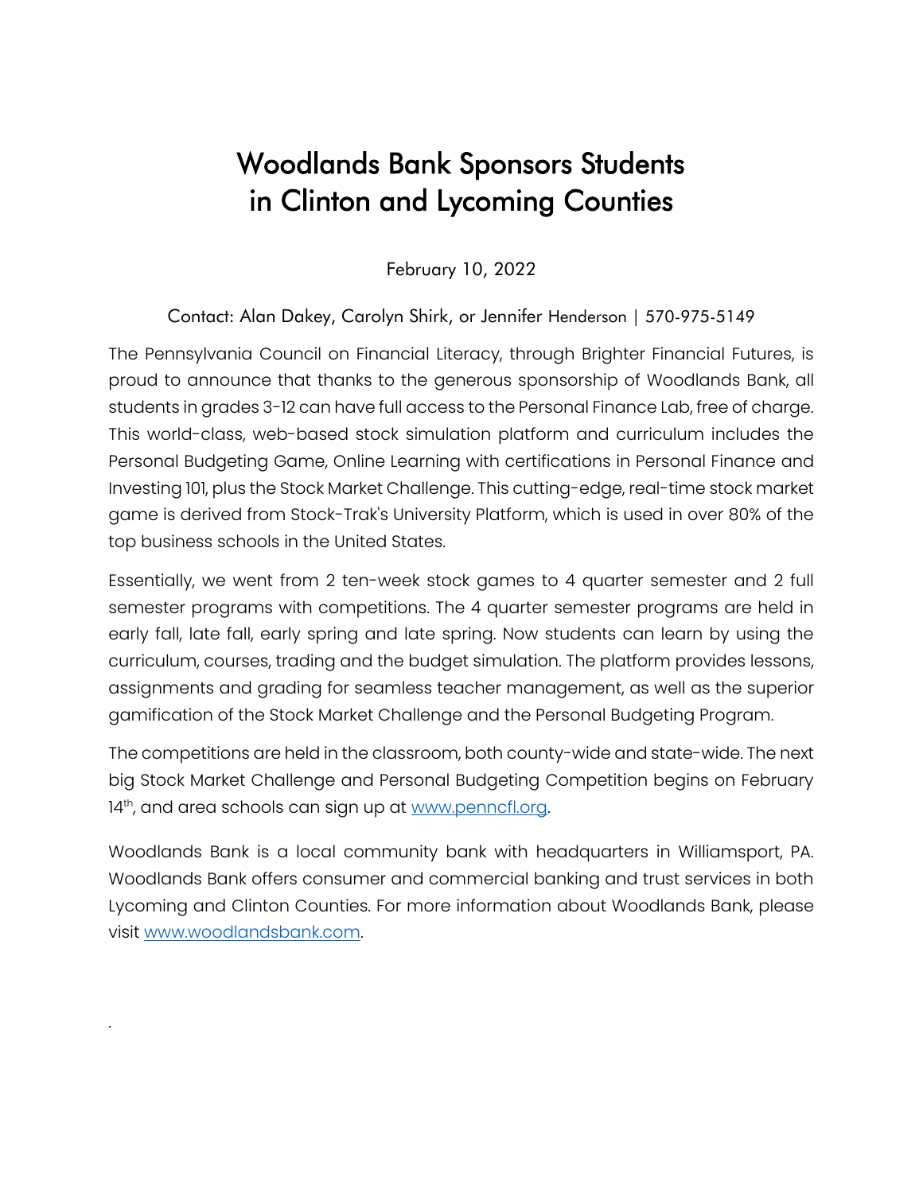# Woodlands Bank Sponsors Students in Clinton and Lycoming Counties

February 10, 2022

Contact: Alan Dakey, Carolyn Shirk, or Jennifer Henderson | 570-975-5149

The Pennsylvania Council on Financial Literacy, through Brighter Financial Futures, is proud to announce that thanks to the generous sponsorship of Woodlands Bank, all students in grades 3-12 can have full access to the Personal Finance Lab, free of charge. This world-class, web-based stock simulation platform and curriculum includes the Personal Budgeting Game, Online Learning with certifications in Personal Finance and Investing 101, plus the Stock Market Challenge. This cutting-edge, real-time stock market game is derived from Stock-Trak's University Platform, which is used in over 80% of the top business schools in the United States.

Essentially, we went from 2 ten-week stock games to 4 quarter semester and 2 full semester programs with competitions. The 4 quarter semester programs are held in early fall, late fall, early spring and late spring. Now students can learn by using the curriculum, courses, trading and the budget simulation. The platform provides lessons, assignments and grading for seamless teacher management, as well as the superior gamification of the Stock Market Challenge and the Personal Budgeting Program.

The competitions are held in the classroom, both county-wide and state-wide. The next big Stock Market Challenge and Personal Budgeting Competition begins on February 14th, and area schools can sign up at www.penncfl.org.

Woodlands Bank is a local community bank with headquarters in Williamsport, PA. Woodlands Bank offers consumer and commercial banking and trust services in both Lycoming and Clinton Counties. For more information about Woodlands Bank, please visit www.woodlandsbank.com.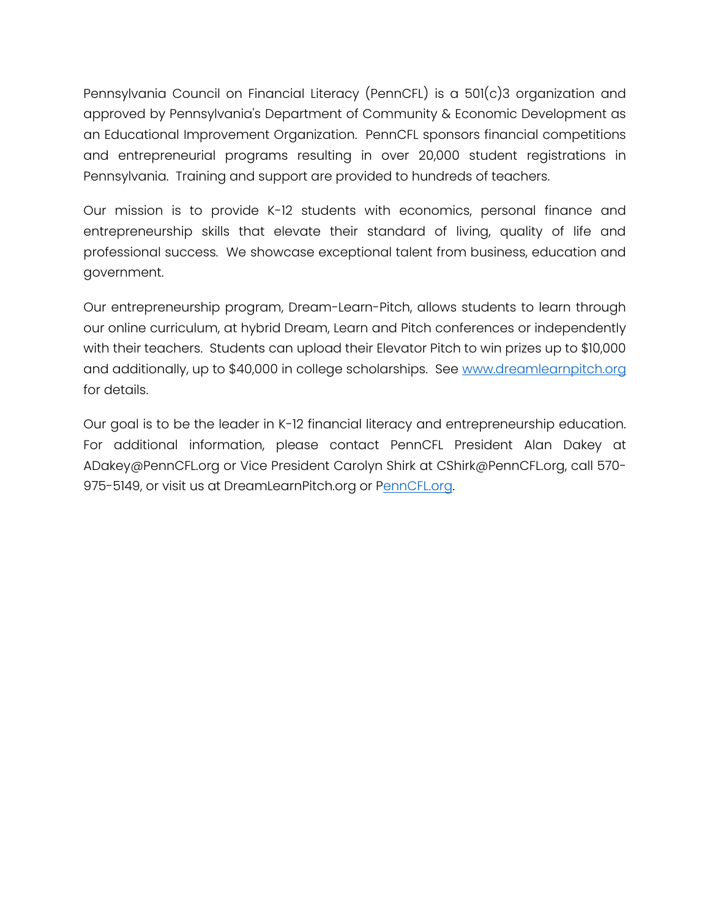Pennsylvania Council on Financial Literacy (PennCFL) is a 501(c)3 organization and approved by Pennsylvania's Department of Community & Economic Development as an Educational Improvement Organization. PennCFL sponsors financial competitions and entrepreneurial programs resulting in over 20,000 student registrations in Pennsylvania. Training and support are provided to hundreds of teachers.

Our mission is to provide K-12 students with economics, personal finance and entrepreneurship skills that elevate their standard of living, quality of life and professional success. We showcase exceptional talent from business, education and government.

Our entrepreneurship program, Dream-Learn-Pitch, allows students to learn through our online curriculum, at hybrid Dream, Learn and Pitch conferences or independently with their teachers. Students can upload their Elevator Pitch to win prizes up to $10,000 and additionally, up to $40,000 in college scholarships. See [www.dreamlearnpitch.org](http://www.dreamlearnpitch.org) for details.

Our goal is to be the leader in K-12 financial literacy and entrepreneurship education. For additional information, please contact PennCFL President Alan Dakey at ADakey@PennCFL.org or Vice President Carolyn Shirk at CShirk@PennCFL.org, call 570-975-5149, or visit us at DreamLearnPitch.org or PennCFL.org.